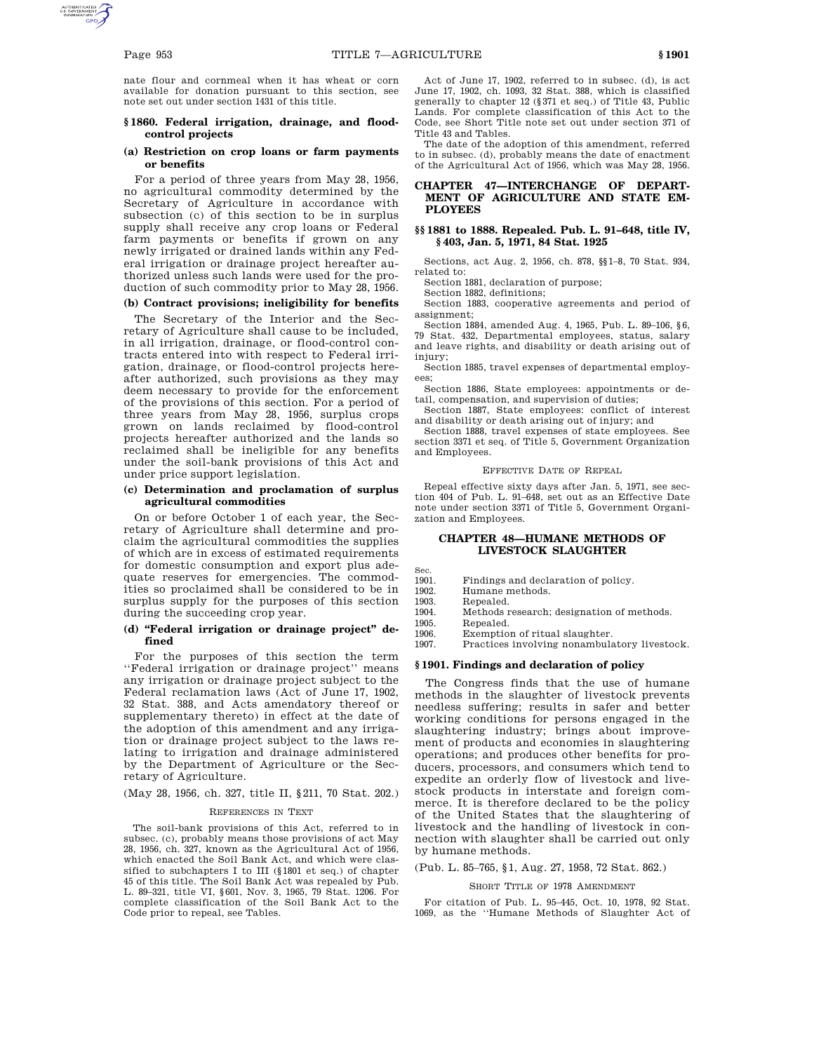nate flour and cornmeal when it has wheat or corn available for donation pursuant to this section, see note set out under section 1431 of this title.

### § 1860. Federal irrigation, drainage, and flood-control projects

#### (a) Restriction on crop loans or farm payments or benefits

For a period of three years from May 28, 1956, no agricultural commodity determined by the Secretary of Agriculture in accordance with subsection (c) of this section to be in surplus supply shall receive any crop loans or Federal farm payments or benefits if grown on any newly irrigated or drained lands within any Federal irrigation or drainage project hereafter authorized unless such lands were used for the production of such commodity prior to May 28, 1956.

#### (b) Contract provisions; ineligibility for benefits

The Secretary of the Interior and the Secretary of Agriculture shall cause to be included, in all irrigation, drainage, or flood-control contracts entered into with respect to Federal irrigation, drainage, or flood-control projects hereafter authorized, such provisions as they may deem necessary to provide for the enforcement of the provisions of this section. For a period of three years from May 28, 1956, surplus crops grown on lands reclaimed by flood-control projects hereafter authorized and the lands so reclaimed shall be ineligible for any benefits under the soil-bank provisions of this Act and under price support legislation.

#### (c) Determination and proclamation of surplus agricultural commodities

On or before October 1 of each year, the Secretary of Agriculture shall determine and proclaim the agricultural commodities the supplies of which are in excess of estimated requirements for domestic consumption and export plus adequate reserves for emergencies. The commodities so proclaimed shall be considered to be in surplus supply for the purposes of this section during the succeeding crop year.

#### (d) "Federal irrigation or drainage project" defined

For the purposes of this section the term ''Federal irrigation or drainage project'' means any irrigation or drainage project subject to the Federal reclamation laws (Act of June 17, 1902, 32 Stat. 388, and Acts amendatory thereof or supplementary thereto) in effect at the date of the adoption of this amendment and any irrigation or drainage project subject to the laws relating to irrigation and drainage administered by the Department of Agriculture or the Secretary of Agriculture.

(May 28, 1956, ch. 327, title II, § 211, 70 Stat. 202.)

REFERENCES IN TEXT

The soil-bank provisions of this Act, referred to in subsec. (c), probably means those provisions of act May 28, 1956, ch. 327, known as the Agricultural Act of 1956, which enacted the Soil Bank Act, and which were classified to subchapters I to III (§ 1801 et seq.) of chapter 45 of this title. The Soil Bank Act was repealed by Pub. L. 89–321, title VI, § 601, Nov. 3, 1965, 79 Stat. 1206. For complete classification of the Soil Bank Act to the Code prior to repeal, see Tables.

Act of June 17, 1902, referred to in subsec. (d), is act June 17, 1902, ch. 1093, 32 Stat. 388, which is classified generally to chapter 12 (§ 371 et seq.) of Title 43, Public Lands. For complete classification of this Act to the Code, see Short Title note set out under section 371 of Title 43 and Tables.

The date of the adoption of this amendment, referred to in subsec. (d), probably means the date of enactment of the Agricultural Act of 1956, which was May 28, 1956.

## CHAPTER 47—INTERCHANGE OF DEPARTMENT OF AGRICULTURE AND STATE EMPLOYEES

### §§ 1881 to 1888. Repealed. Pub. L. 91–648, title IV, § 403, Jan. 5, 1971, 84 Stat. 1925

Sections, act Aug. 2, 1956, ch. 878, §§ 1–8, 70 Stat. 934, related to:

Section 1881, declaration of purpose;

Section 1882, definitions;

Section 1883, cooperative agreements and period of assignment;

Section 1884, amended Aug. 4, 1965, Pub. L. 89–106, § 6, 79 Stat. 432, Departmental employees, status, salary and leave rights, and disability or death arising out of injury;

Section 1885, travel expenses of departmental employees;

Section 1886, State employees: appointments or detail, compensation, and supervision of duties;

Section 1887, State employees: conflict of interest and disability or death arising out of injury; and

Section 1888, travel expenses of state employees. See section 3371 et seq. of Title 5, Government Organization and Employees.

EFFECTIVE DATE OF REPEAL

Repeal effective sixty days after Jan. 5, 1971, see section 404 of Pub. L. 91–648, set out as an Effective Date note under section 3371 of Title 5, Government Organization and Employees.

## CHAPTER 48—HUMANE METHODS OF LIVESTOCK SLAUGHTER

| Sec. | |
|---|---|
| 1901. | Findings and declaration of policy. |
| 1902. | Humane methods. |
| 1903. | Repealed. |
| 1904. | Methods research; designation of methods. |
| 1905. | Repealed. |
| 1906. | Exemption of ritual slaughter. |
| 1907. | Practices involving nonambulatory livestock. |

### § 1901. Findings and declaration of policy

The Congress finds that the use of humane methods in the slaughter of livestock prevents needless suffering; results in safer and better working conditions for persons engaged in the slaughtering industry; brings about improvement of products and economies in slaughtering operations; and produces other benefits for producers, processors, and consumers which tend to expedite an orderly flow of livestock and livestock products in interstate and foreign commerce. It is therefore declared to be the policy of the United States that the slaughtering of livestock and the handling of livestock in connection with slaughter shall be carried out only by humane methods.

(Pub. L. 85–765, § 1, Aug. 27, 1958, 72 Stat. 862.)

SHORT TITLE OF 1978 AMENDMENT

For citation of Pub. L. 95–445, Oct. 10, 1978, 92 Stat. 1069, as the ''Humane Methods of Slaughter Act of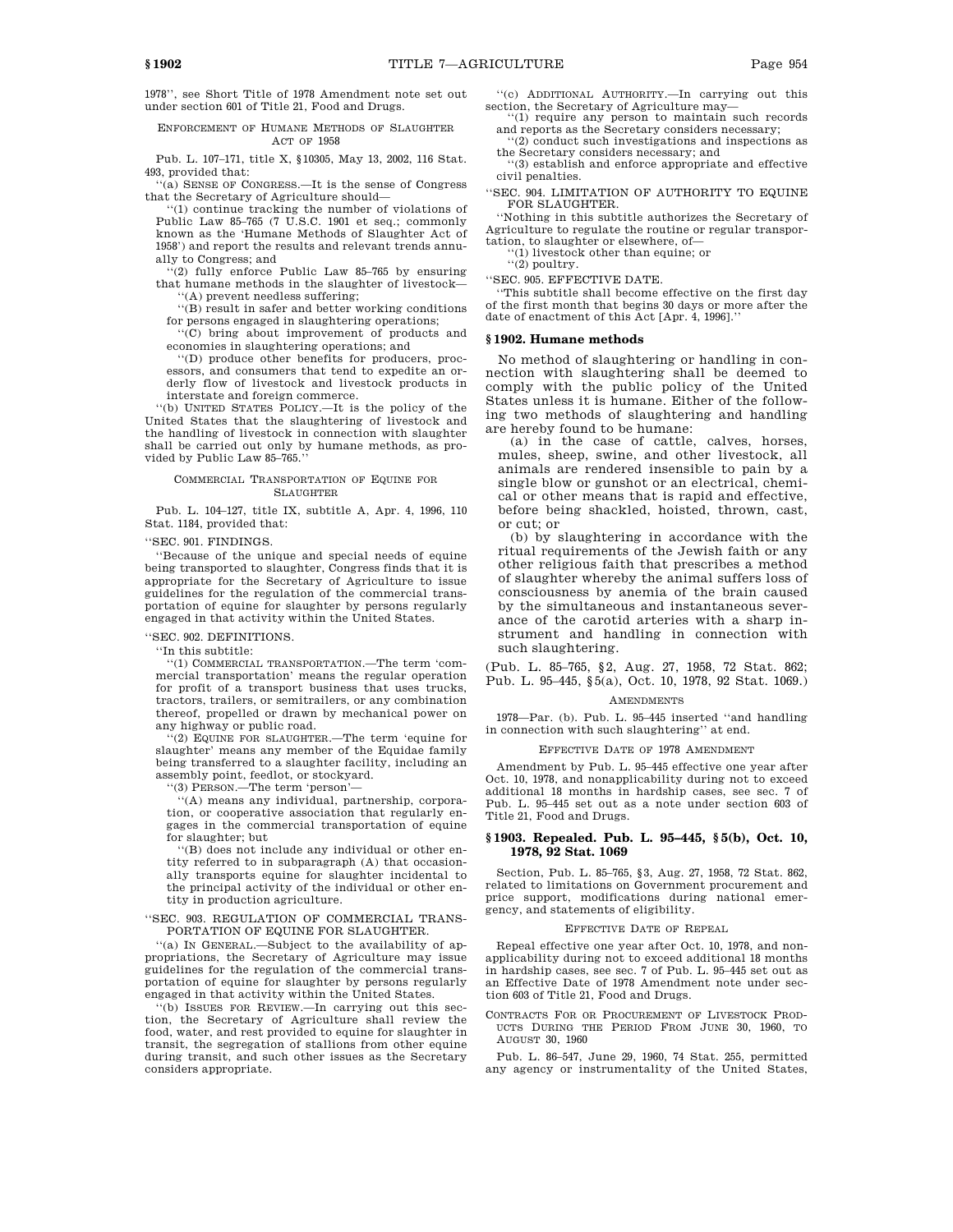1978'', see Short Title of 1978 Amendment note set out under section 601 of Title 21, Food and Drugs.

ENFORCEMENT OF HUMANE METHODS OF SLAUGHTER ACT OF 1958

Pub. L. 107–171, title X, §10305, May 13, 2002, 116 Stat. 493, provided that:

''(a) SENSE OF CONGRESS.—It is the sense of Congress that the Secretary of Agriculture should—

''(1) continue tracking the number of violations of Public Law 85–765 (7 U.S.C. 1901 et seq.; commonly known as the 'Humane Methods of Slaughter Act of 1958') and report the results and relevant trends annually to Congress; and

''(2) fully enforce Public Law 85–765 by ensuring that humane methods in the slaughter of livestock—

''(A) prevent needless suffering;

''(B) result in safer and better working conditions for persons engaged in slaughtering operations;

''(C) bring about improvement of products and economies in slaughtering operations; and

''(D) produce other benefits for producers, processors, and consumers that tend to expedite an orderly flow of livestock and livestock products in interstate and foreign commerce.

''(b) UNITED STATES POLICY.—It is the policy of the United States that the slaughtering of livestock and the handling of livestock in connection with slaughter shall be carried out only by humane methods, as provided by Public Law 85–765.''

COMMERCIAL TRANSPORTATION OF EQUINE FOR SLAUGHTER

Pub. L. 104–127, title IX, subtitle A, Apr. 4, 1996, 110 Stat. 1184, provided that:

''SEC. 901. FINDINGS.

''Because of the unique and special needs of equine being transported to slaughter, Congress finds that it is appropriate for the Secretary of Agriculture to issue guidelines for the regulation of the commercial transportation of equine for slaughter by persons regularly engaged in that activity within the United States.

''SEC. 902. DEFINITIONS.

''In this subtitle:

''(1) COMMERCIAL TRANSPORTATION.—The term 'commercial transportation' means the regular operation for profit of a transport business that uses trucks, tractors, trailers, or semitrailers, or any combination thereof, propelled or drawn by mechanical power on any highway or public road.

''(2) EQUINE FOR SLAUGHTER.—The term 'equine for slaughter' means any member of the Equidae family being transferred to a slaughter facility, including an assembly point, feedlot, or stockyard.

''(3) PERSON.—The term 'person'—

''(A) means any individual, partnership, corporation, or cooperative association that regularly engages in the commercial transportation of equine for slaughter; but

''(B) does not include any individual or other entity referred to in subparagraph (A) that occasionally transports equine for slaughter incidental to the principal activity of the individual or other entity in production agriculture.

''SEC. 903. REGULATION OF COMMERCIAL TRANSPORTATION OF EQUINE FOR SLAUGHTER.

''(a) IN GENERAL.—Subject to the availability of appropriations, the Secretary of Agriculture may issue guidelines for the regulation of the commercial transportation of equine for slaughter by persons regularly engaged in that activity within the United States.

''(b) ISSUES FOR REVIEW.—In carrying out this section, the Secretary of Agriculture shall review the food, water, and rest provided to equine for slaughter in transit, the segregation of stallions from other equine during transit, and such other issues as the Secretary considers appropriate.

''(c) ADDITIONAL AUTHORITY.—In carrying out this section, the Secretary of Agriculture may—

''(1) require any person to maintain such records and reports as the Secretary considers necessary;

''(2) conduct such investigations and inspections as the Secretary considers necessary; and

''(3) establish and enforce appropriate and effective civil penalties.

''SEC. 904. LIMITATION OF AUTHORITY TO EQUINE FOR SLAUGHTER.

''Nothing in this subtitle authorizes the Secretary of Agriculture to regulate the routine or regular transportation, to slaughter or elsewhere, of—

''(1) livestock other than equine; or

''(2) poultry.

''SEC. 905. EFFECTIVE DATE.

''This subtitle shall become effective on the first day of the first month that begins 30 days or more after the date of enactment of this Act [Apr. 4, 1996].''

## §1902. Humane methods

No method of slaughtering or handling in connection with slaughtering shall be deemed to comply with the public policy of the United States unless it is humane. Either of the following two methods of slaughtering and handling are hereby found to be humane:

(a) in the case of cattle, calves, horses, mules, sheep, swine, and other livestock, all animals are rendered insensible to pain by a single blow or gunshot or an electrical, chemical or other means that is rapid and effective, before being shackled, hoisted, thrown, cast, or cut; or

(b) by slaughtering in accordance with the ritual requirements of the Jewish faith or any other religious faith that prescribes a method of slaughter whereby the animal suffers loss of consciousness by anemia of the brain caused by the simultaneous and instantaneous severance of the carotid arteries with a sharp instrument and handling in connection with such slaughtering.

(Pub. L. 85–765, §2, Aug. 27, 1958, 72 Stat. 862; Pub. L. 95–445, §5(a), Oct. 10, 1978, 92 Stat. 1069.)

AMENDMENTS

1978—Par. (b). Pub. L. 95–445 inserted ''and handling in connection with such slaughtering'' at end.

EFFECTIVE DATE OF 1978 AMENDMENT

Amendment by Pub. L. 95–445 effective one year after Oct. 10, 1978, and nonapplicability during not to exceed additional 18 months in hardship cases, see sec. 7 of Pub. L. 95–445 set out as a note under section 603 of Title 21, Food and Drugs.

## §1903. Repealed. Pub. L. 95–445, §5(b), Oct. 10, 1978, 92 Stat. 1069

Section, Pub. L. 85–765, §3, Aug. 27, 1958, 72 Stat. 862, related to limitations on Government procurement and price support, modifications during national emergency, and statements of eligibility.

EFFECTIVE DATE OF REPEAL

Repeal effective one year after Oct. 10, 1978, and nonapplicability during not to exceed additional 18 months in hardship cases, see sec. 7 of Pub. L. 95–445 set out as an Effective Date of 1978 Amendment note under section 603 of Title 21, Food and Drugs.

CONTRACTS FOR OR PROCUREMENT OF LIVESTOCK PRODUCTS DURING THE PERIOD FROM JUNE 30, 1960, TO AUGUST 30, 1960

Pub. L. 86–547, June 29, 1960, 74 Stat. 255, permitted any agency or instrumentality of the United States,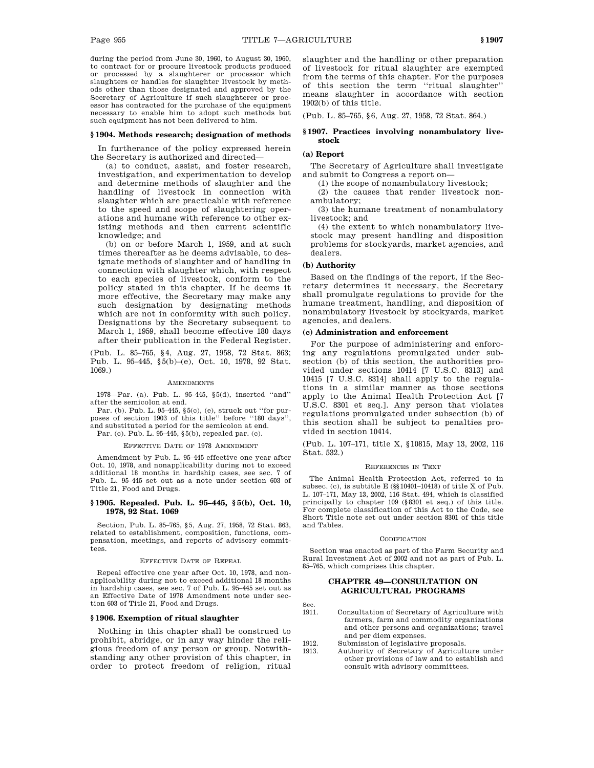during the period from June 30, 1960, to August 30, 1960, to contract for or procure livestock products produced or processed by a slaughterer or processor which slaughters or handles for slaughter livestock by methods other than those designated and approved by the Secretary of Agriculture if such slaughterer or processor has contracted for the purchase of the equipment necessary to enable him to adopt such methods but such equipment has not been delivered to him.

### § 1904. Methods research; designation of methods

In furtherance of the policy expressed herein the Secretary is authorized and directed—

(a) to conduct, assist, and foster research, investigation, and experimentation to develop and determine methods of slaughter and the handling of livestock in connection with slaughter which are practicable with reference to the speed and scope of slaughtering operations and humane with reference to other existing methods and then current scientific knowledge; and

(b) on or before March 1, 1959, and at such times thereafter as he deems advisable, to designate methods of slaughter and of handling in connection with slaughter which, with respect to each species of livestock, conform to the policy stated in this chapter. If he deems it more effective, the Secretary may make any such designation by designating methods which are not in conformity with such policy. Designations by the Secretary subsequent to March 1, 1959, shall become effective 180 days after their publication in the Federal Register.

(Pub. L. 85–765, §4, Aug. 27, 1958, 72 Stat. 863; Pub. L. 95–445, §5(b)–(e), Oct. 10, 1978, 92 Stat. 1069.)

#### AMENDMENTS

1978—Par. (a). Pub. L. 95–445, §5(d), inserted ''and'' after the semicolon at end.

Par. (b). Pub. L. 95–445, §5(c), (e), struck out ''for purposes of section 1903 of this title'' before ''180 days'', and substituted a period for the semicolon at end.

Par. (c). Pub. L. 95–445, §5(b), repealed par. (c).

#### EFFECTIVE DATE OF 1978 AMENDMENT

Amendment by Pub. L. 95–445 effective one year after Oct. 10, 1978, and nonapplicability during not to exceed additional 18 months in hardship cases, see sec. 7 of Pub. L. 95–445 set out as a note under section 603 of Title 21, Food and Drugs.

### § 1905. Repealed. Pub. L. 95–445, § 5(b), Oct. 10, 1978, 92 Stat. 1069

Section, Pub. L. 85–765, §5, Aug. 27, 1958, 72 Stat. 863, related to establishment, composition, functions, compensation, meetings, and reports of advisory committees.

#### EFFECTIVE DATE OF REPEAL

Repeal effective one year after Oct. 10, 1978, and nonapplicability during not to exceed additional 18 months in hardship cases, see sec. 7 of Pub. L. 95–445 set out as an Effective Date of 1978 Amendment note under section 603 of Title 21, Food and Drugs.

### § 1906. Exemption of ritual slaughter

Nothing in this chapter shall be construed to prohibit, abridge, or in any way hinder the religious freedom of any person or group. Notwithstanding any other provision of this chapter, in order to protect freedom of religion, ritual slaughter and the handling or other preparation of livestock for ritual slaughter are exempted from the terms of this chapter. For the purposes of this section the term ''ritual slaughter'' means slaughter in accordance with section 1902(b) of this title.

(Pub. L. 85–765, §6, Aug. 27, 1958, 72 Stat. 864.)

### § 1907. Practices involving nonambulatory livestock

#### (a) Report

The Secretary of Agriculture shall investigate and submit to Congress a report on—

(1) the scope of nonambulatory livestock;

(2) the causes that render livestock nonambulatory;

(3) the humane treatment of nonambulatory livestock; and

(4) the extent to which nonambulatory livestock may present handling and disposition problems for stockyards, market agencies, and dealers.

#### (b) Authority

Based on the findings of the report, if the Secretary determines it necessary, the Secretary shall promulgate regulations to provide for the humane treatment, handling, and disposition of nonambulatory livestock by stockyards, market agencies, and dealers.

#### (c) Administration and enforcement

For the purpose of administering and enforcing any regulations promulgated under subsection (b) of this section, the authorities provided under sections 10414 [7 U.S.C. 8313] and 10415 [7 U.S.C. 8314] shall apply to the regulations in a similar manner as those sections apply to the Animal Health Protection Act [7 U.S.C. 8301 et seq.]. Any person that violates regulations promulgated under subsection (b) of this section shall be subject to penalties provided in section 10414.

(Pub. L. 107–171, title X, §10815, May 13, 2002, 116 Stat. 532.)

#### REFERENCES IN TEXT

The Animal Health Protection Act, referred to in subsec. (c), is subtitle E (§§10401–10418) of title X of Pub. L. 107–171, May 13, 2002, 116 Stat. 494, which is classified principally to chapter 109 (§8301 et seq.) of this title. For complete classification of this Act to the Code, see Short Title note set out under section 8301 of this title and Tables.

#### CODIFICATION

Section was enacted as part of the Farm Security and Rural Investment Act of 2002 and not as part of Pub. L. 85–765, which comprises this chapter.

## CHAPTER 49—CONSULTATION ON AGRICULTURAL PROGRAMS

| Sec. | |
|---|---|
| 1911. | Consultation of Secretary of Agriculture with farmers, farm and commodity organizations and other persons and organizations; travel and per diem expenses. |
| 1912. | Submission of legislative proposals. |
| 1913. | Authority of Secretary of Agriculture under other provisions of law and to establish and consult with advisory committees. |